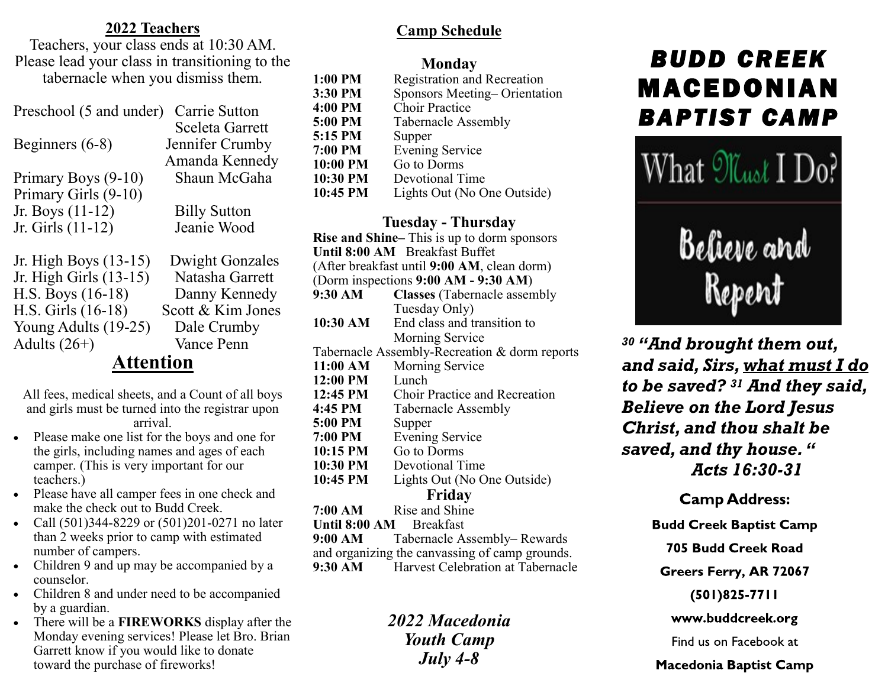## 2022 Teachers

Teachers, your class ends at 10:30 AM. Please lead your class in transitioning to the tabernacle when you dismiss them.

| Class | Teacher |
|---|---|
| Preschool (5 and under) | Carrie Sutton<br>Sceleta Garrett |
| Beginners (6-8) | Jennifer Crumby<br>Amanda Kennedy |
| Primary Boys (9-10) | Shaun McGaha |
| Primary Girls (9-10) | |
| Jr. Boys (11-12) | Billy Sutton |
| Jr. Girls (11-12) | Jeanie Wood |
| Jr. High Boys (13-15) | Dwight Gonzales |
| Jr. High Girls (13-15) | Natasha Garrett |
| H.S. Boys (16-18) | Danny Kennedy |
| H.S. Girls (16-18) | Scott & Kim Jones |
| Young Adults (19-25) | Dale Crumby |
| Adults (26+) | Vance Penn |

## Attention

All fees, medical sheets, and a Count of all boys and girls must be turned into the registrar upon arrival.

- Please make one list for the boys and one for the girls, including names and ages of each camper. (This is very important for our teachers.)
- Please have all camper fees in one check and make the check out to Budd Creek.
- Call (501)344-8229 or (501)201-0271 no later than 2 weeks prior to camp with estimated number of campers.
- Children 9 and up may be accompanied by a counselor.
- Children 8 and under need to be accompanied by a guardian.
- There will be a **FIREWORKS** display after the Monday evening services! Please let Bro. Brian Garrett know if you would like to donate toward the purchase of fireworks!

## Camp Schedule

### Monday

**1:00 PM** Registration and Recreation
**3:30 PM** Sponsors Meeting– Orientation
**4:00 PM** Choir Practice
**5:00 PM** Tabernacle Assembly
**5:15 PM** Supper
**7:00 PM** Evening Service
**10:00 PM** Go to Dorms
**10:30 PM** Devotional Time
**10:45 PM** Lights Out (No One Outside)

### Tuesday - Thursday

**Rise and Shine–** This is up to dorm sponsors
**Until 8:00 AM** Breakfast Buffet
(After breakfast until **9:00 AM**, clean dorm)
(Dorm inspections **9:00 AM - 9:30 AM**)
**9:30 AM** **Classes** (Tabernacle assembly Tuesday Only)
**10:30 AM** End class and transition to Morning Service
Tabernacle Assembly-Recreation & dorm reports
**11:00 AM** Morning Service
**12:00 PM** Lunch
**12:45 PM** Choir Practice and Recreation
**4:45 PM** Tabernacle Assembly
**5:00 PM** Supper
**7:00 PM** Evening Service
**10:15 PM** Go to Dorms
**10:30 PM** Devotional Time
**10:45 PM** Lights Out (No One Outside)

### Friday

**7:00 AM** Rise and Shine
**Until 8:00 AM** Breakfast
**9:00 AM** Tabernacle Assembly– Rewards and organizing the canvassing of camp grounds.
**9:30 AM** Harvest Celebration at Tabernacle

*2022 Macedonia Youth Camp*
*July 4-8*

# BUDD CREEK MACEDONIAN BAPTIST CAMP

What Must I Do?

Believe and Repent

***30 "And brought them out, and said, Sirs, what must I do to be saved? 31 And they said, Believe on the Lord Jesus Christ, and thou shalt be saved, and thy house. "***
***Acts 16:30-31***

**Camp Address:**

**Budd Creek Baptist Camp**

**705 Budd Creek Road**

**Greers Ferry, AR 72067**

**(501)825-7711**

**www.buddcreek.org**

Find us on Facebook at

**Macedonia Baptist Camp**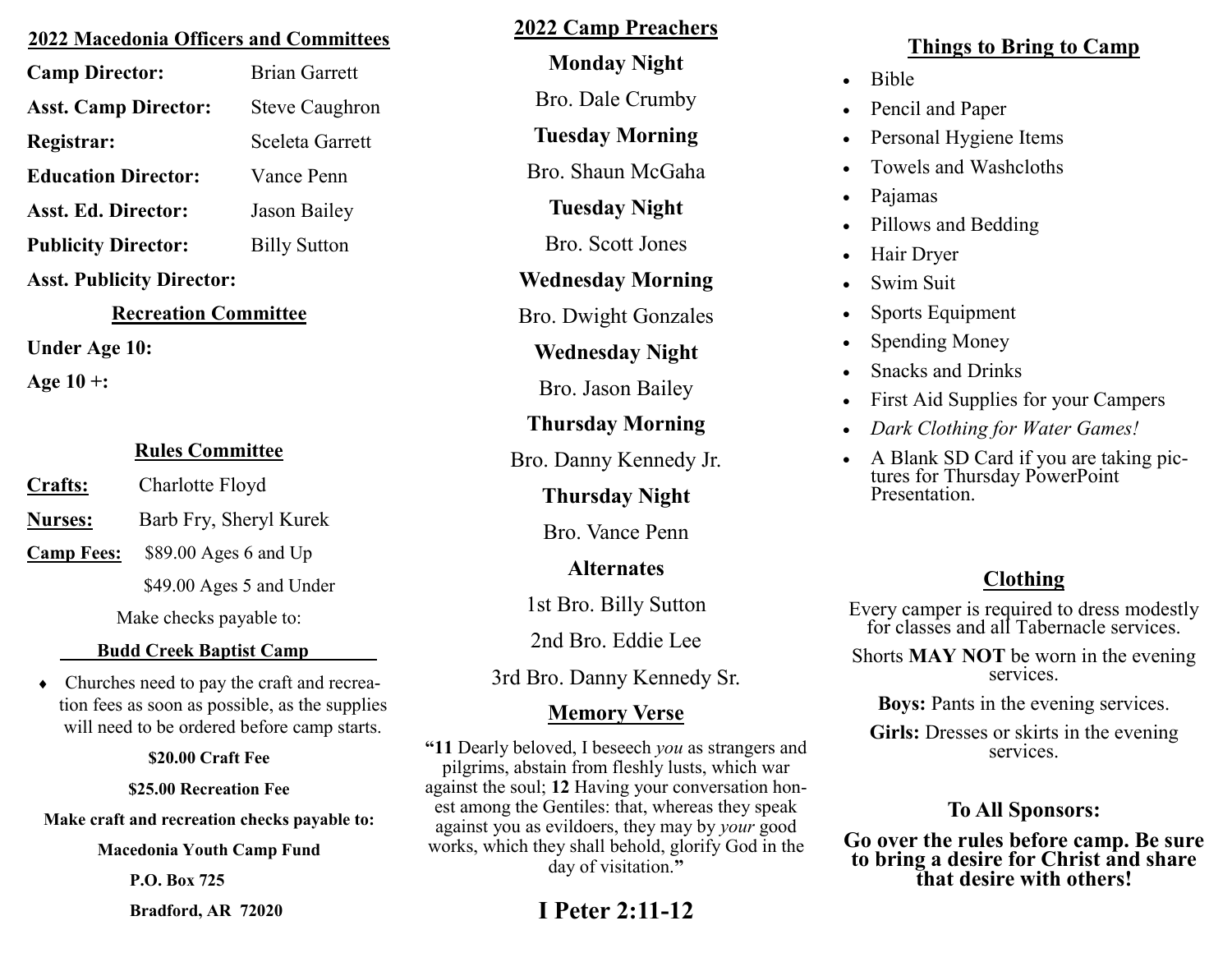## 2022 Macedonia Officers and Committees

| | |
|---|---|
| **Camp Director:** | Brian Garrett |
| **Asst. Camp Director:** | Steve Caughron |
| **Registrar:** | Sceleta Garrett |
| **Education Director:** | Vance Penn |
| **Asst. Ed. Director:** | Jason Bailey |
| **Publicity Director:** | Billy Sutton |
| **Asst. Publicity Director:** | |

### Recreation Committee

**Under Age 10:**

**Age 10 +:**

### Rules Committee

**Crafts:** Charlotte Floyd

**Nurses:** Barb Fry, Sheryl Kurek

**Camp Fees:** $89.00 Ages 6 and Up

$49.00 Ages 5 and Under

Make checks payable to:

**Budd Creek Baptist Camp**

- Churches need to pay the craft and recreation fees as soon as possible, as the supplies will need to be ordered before camp starts.

**$20.00 Craft Fee**

**$25.00 Recreation Fee**

**Make craft and recreation checks payable to:**

**Macedonia Youth Camp Fund**

**P.O. Box 725**

**Bradford, AR 72020**

## 2022 Camp Preachers

**Monday Night**

Bro. Dale Crumby

**Tuesday Morning**

Bro. Shaun McGaha

**Tuesday Night**

Bro. Scott Jones

**Wednesday Morning**

Bro. Dwight Gonzales

**Wednesday Night**

Bro. Jason Bailey

**Thursday Morning**

Bro. Danny Kennedy Jr.

**Thursday Night**

Bro. Vance Penn

**Alternates**

1st Bro. Billy Sutton

2nd Bro. Eddie Lee

3rd Bro. Danny Kennedy Sr.

## Memory Verse

"**11** Dearly beloved, I beseech *you* as strangers and pilgrims, abstain from fleshly lusts, which war against the soul; **12** Having your conversation honest among the Gentiles: that, whereas they speak against you as evildoers, they may by *your* good works, which they shall behold, glorify God in the day of visitation."

# I Peter 2:11-12

## Things to Bring to Camp

- Bible
- Pencil and Paper
- Personal Hygiene Items
- Towels and Washcloths
- Pajamas
- Pillows and Bedding
- Hair Dryer
- Swim Suit
- Sports Equipment
- Spending Money
- Snacks and Drinks
- First Aid Supplies for your Campers
- *Dark Clothing for Water Games!*
- A Blank SD Card if you are taking pictures for Thursday PowerPoint Presentation.

## Clothing

Every camper is required to dress modestly for classes and all Tabernacle services.

Shorts **MAY NOT** be worn in the evening services.

**Boys:** Pants in the evening services.

**Girls:** Dresses or skirts in the evening services.

### To All Sponsors:

**Go over the rules before camp. Be sure to bring a desire for Christ and share that desire with others!**